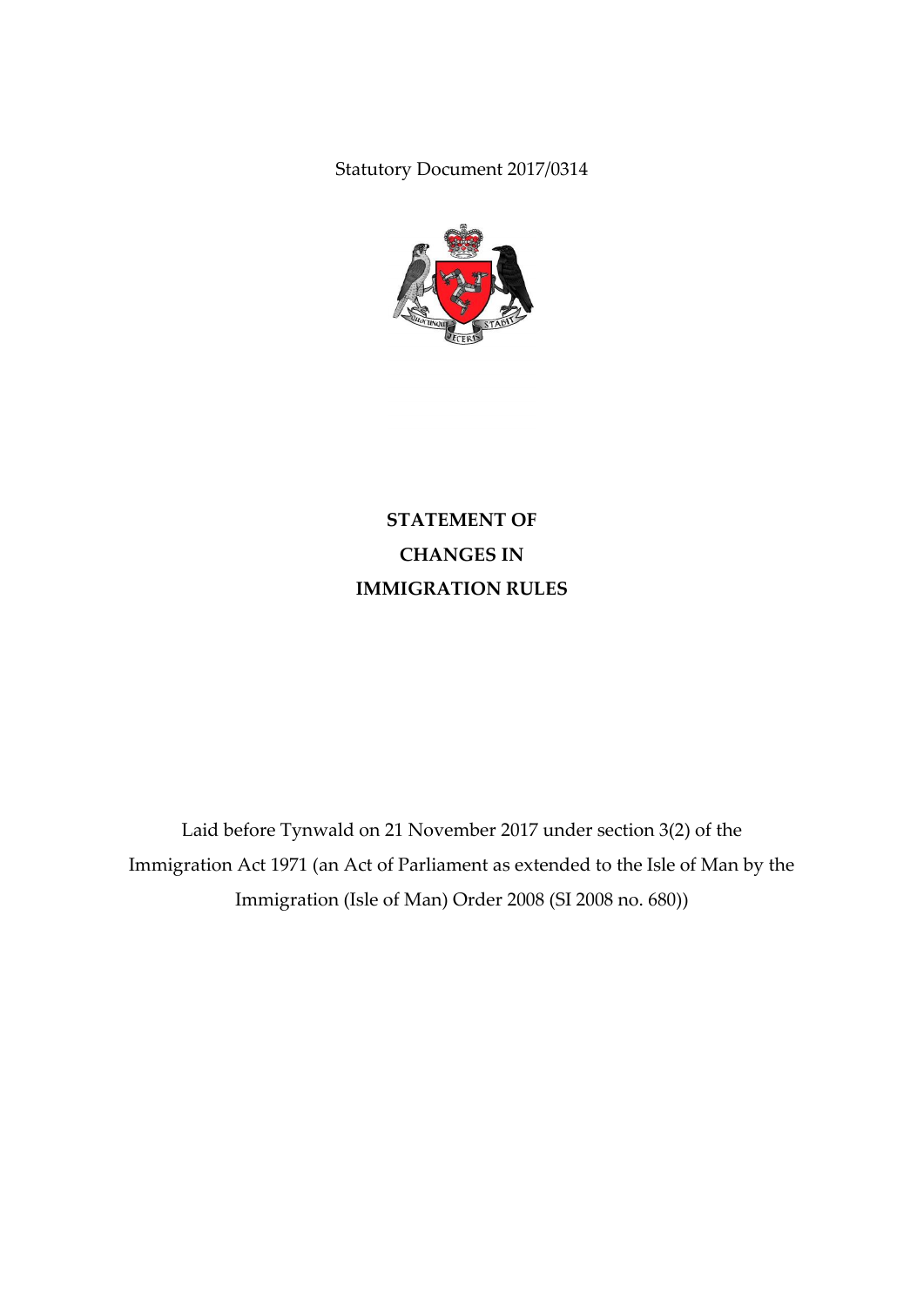Statutory Document 2017/0314

# STATEMENT OF CHANGES IN IMMIGRATION RULES

Laid before Tynwald on 21 November 2017 under section 3(2) of the Immigration Act 1971 (an Act of Parliament as extended to the Isle of Man by the Immigration (Isle of Man) Order 2008 (SI 2008 no. 680))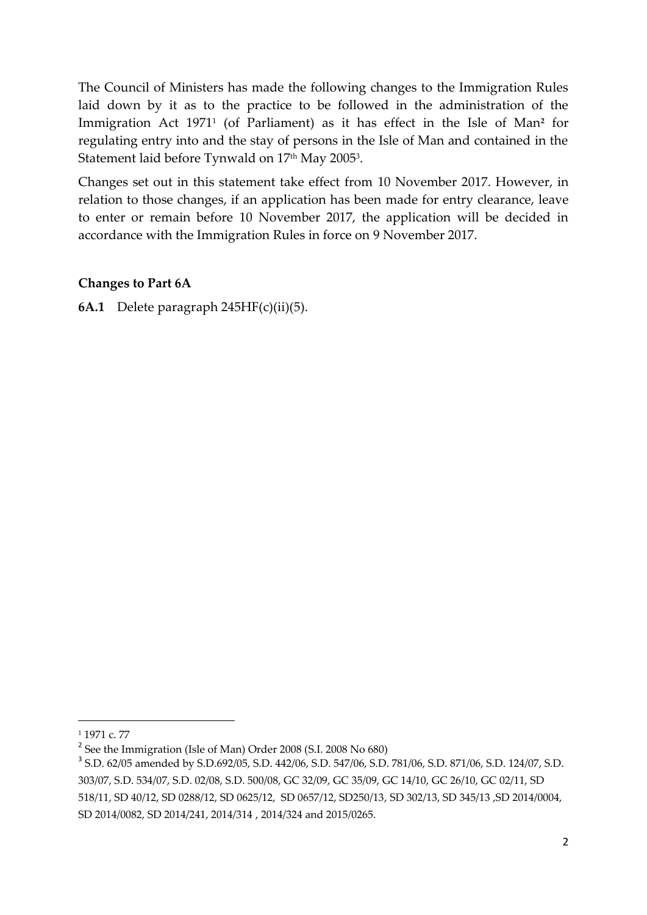The Council of Ministers has made the following changes to the Immigration Rules laid down by it as to the practice to be followed in the administration of the Immigration Act 1971[1] (of Parliament) as it has effect in the Isle of Man[2] for regulating entry into and the stay of persons in the Isle of Man and contained in the Statement laid before Tynwald on 17th May 2005[3].

Changes set out in this statement take effect from 10 November 2017. However, in relation to those changes, if an application has been made for entry clearance, leave to enter or remain before 10 November 2017, the application will be decided in accordance with the Immigration Rules in force on 9 November 2017.

**Changes to Part 6A**

**6A.1** Delete paragraph 245HF(c)(ii)(5).

---

[1] 1971 c. 77

[2] See the Immigration (Isle of Man) Order 2008 (S.I. 2008 No 680)

[3] S.D. 62/05 amended by S.D.692/05, S.D. 442/06, S.D. 547/06, S.D. 781/06, S.D. 871/06, S.D. 124/07, S.D. 303/07, S.D. 534/07, S.D. 02/08, S.D. 500/08, GC 32/09, GC 35/09, GC 14/10, GC 26/10, GC 02/11, SD 518/11, SD 40/12, SD 0288/12, SD 0625/12, SD 0657/12, SD250/13, SD 302/13, SD 345/13 ,SD 2014/0004, SD 2014/0082, SD 2014/241, 2014/314 , 2014/324 and 2015/0265.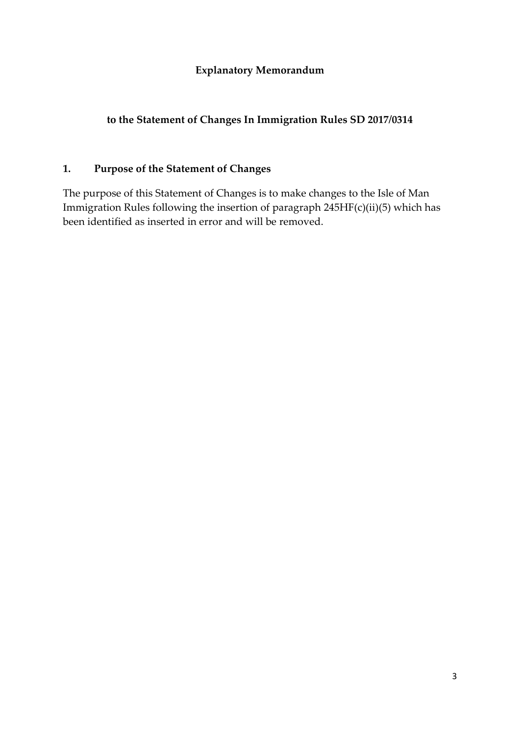**Explanatory Memorandum**

**to the Statement of Changes In Immigration Rules SD 2017/0314**

## 1. Purpose of the Statement of Changes

The purpose of this Statement of Changes is to make changes to the Isle of Man Immigration Rules following the insertion of paragraph 245HF(c)(ii)(5) which has been identified as inserted in error and will be removed.